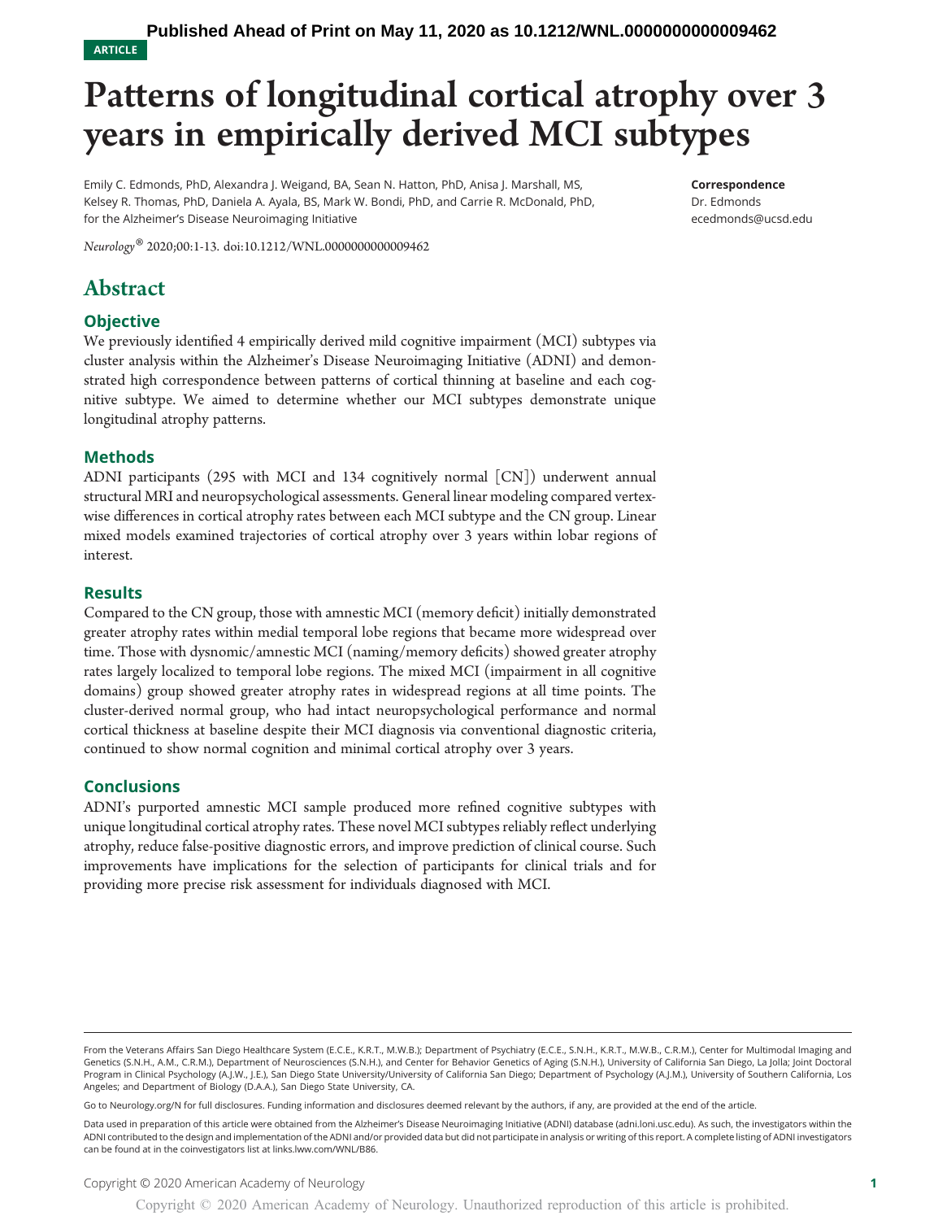Published Ahead of Print on May 11, 2020 as 10.1212/WNL.0000000000009462

ARTICLE

# Patterns of longitudinal cortical atrophy over 3 years in empirically derived MCI subtypes

Emily C. Edmonds, PhD, Alexandra J. Weigand, BA, Sean N. Hatton, PhD, Anisa J. Marshall, MS, Kelsey R. Thomas, PhD, Daniela A. Ayala, BS, Mark W. Bondi, PhD, and Carrie R. McDonald, PhD, for the Alzheimer's Disease Neuroimaging Initiative

*Neurology*® 2020;00:1-13. doi:10.1212/WNL.0000000000009462

**Correspondence**
Dr. Edmonds
ecedmonds@ucsd.edu

## Abstract

### Objective

We previously identified 4 empirically derived mild cognitive impairment (MCI) subtypes via cluster analysis within the Alzheimer's Disease Neuroimaging Initiative (ADNI) and demonstrated high correspondence between patterns of cortical thinning at baseline and each cognitive subtype. We aimed to determine whether our MCI subtypes demonstrate unique longitudinal atrophy patterns.

### Methods

ADNI participants (295 with MCI and 134 cognitively normal [CN]) underwent annual structural MRI and neuropsychological assessments. General linear modeling compared vertex-wise differences in cortical atrophy rates between each MCI subtype and the CN group. Linear mixed models examined trajectories of cortical atrophy over 3 years within lobar regions of interest.

### Results

Compared to the CN group, those with amnestic MCI (memory deficit) initially demonstrated greater atrophy rates within medial temporal lobe regions that became more widespread over time. Those with dysnomic/amnestic MCI (naming/memory deficits) showed greater atrophy rates largely localized to temporal lobe regions. The mixed MCI (impairment in all cognitive domains) group showed greater atrophy rates in widespread regions at all time points. The cluster-derived normal group, who had intact neuropsychological performance and normal cortical thickness at baseline despite their MCI diagnosis via conventional diagnostic criteria, continued to show normal cognition and minimal cortical atrophy over 3 years.

### Conclusions

ADNI's purported amnestic MCI sample produced more refined cognitive subtypes with unique longitudinal cortical atrophy rates. These novel MCI subtypes reliably reflect underlying atrophy, reduce false-positive diagnostic errors, and improve prediction of clinical course. Such improvements have implications for the selection of participants for clinical trials and for providing more precise risk assessment for individuals diagnosed with MCI.

---

From the Veterans Affairs San Diego Healthcare System (E.C.E., K.R.T., M.W.B.); Department of Psychiatry (E.C.E., S.N.H., K.R.T., M.W.B., C.R.M.), Center for Multimodal Imaging and Genetics (S.N.H., A.M., C.R.M.), Department of Neurosciences (S.N.H.), and Center for Behavior Genetics of Aging (S.N.H.), University of California San Diego, La Jolla; Joint Doctoral Program in Clinical Psychology (A.J.W., J.E.), San Diego State University/University of California San Diego; Department of Psychology (A.J.M.), University of Southern California, Los Angeles; and Department of Biology (D.A.A.), San Diego State University, CA.

Go to Neurology.org/N for full disclosures. Funding information and disclosures deemed relevant by the authors, if any, are provided at the end of the article.

Data used in preparation of this article were obtained from the Alzheimer's Disease Neuroimaging Initiative (ADNI) database (adni.loni.usc.edu). As such, the investigators within the ADNI contributed to the design and implementation of the ADNI and/or provided data but did not participate in analysis or writing of this report. A complete listing of ADNI investigators can be found at in the coinvestigators list at links.lww.com/WNL/B86.

Copyright © 2020 American Academy of Neurology

Copyright © 2020 American Academy of Neurology. Unauthorized reproduction of this article is prohibited.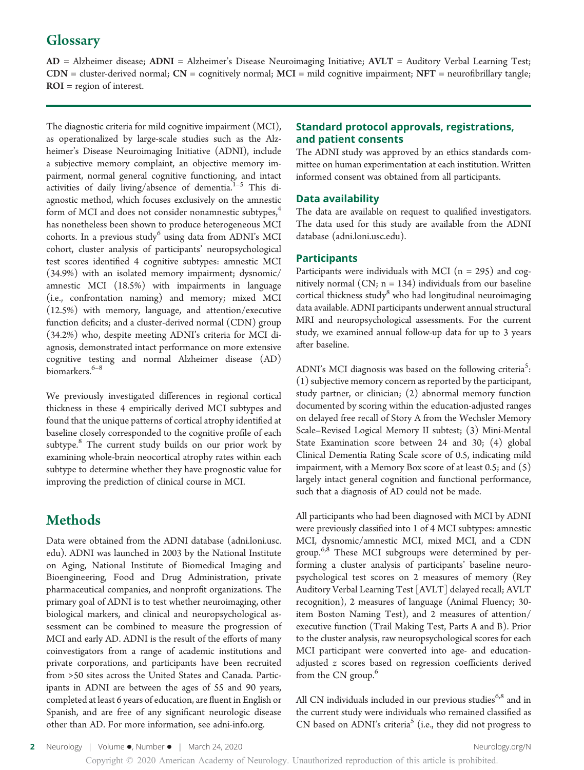## Glossary

**AD** = Alzheimer disease; **ADNI** = Alzheimer's Disease Neuroimaging Initiative; **AVLT** = Auditory Verbal Learning Test; **CDN** = cluster-derived normal; **CN** = cognitively normal; **MCI** = mild cognitive impairment; **NFT** = neurofibrillary tangle; **ROI** = region of interest.

The diagnostic criteria for mild cognitive impairment (MCI), as operationalized by large-scale studies such as the Alzheimer's Disease Neuroimaging Initiative (ADNI), include a subjective memory complaint, an objective memory impairment, normal general cognitive functioning, and intact activities of daily living/absence of dementia.[1–5] This diagnostic method, which focuses exclusively on the amnestic form of MCI and does not consider nonamnestic subtypes,[4] has nonetheless been shown to produce heterogeneous MCI cohorts. In a previous study[6] using data from ADNI's MCI cohort, cluster analysis of participants' neuropsychological test scores identified 4 cognitive subtypes: amnestic MCI (34.9%) with an isolated memory impairment; dysnomic/amnestic MCI (18.5%) with impairments in language (i.e., confrontation naming) and memory; mixed MCI (12.5%) with memory, language, and attention/executive function deficits; and a cluster-derived normal (CDN) group (34.2%) who, despite meeting ADNI's criteria for MCI diagnosis, demonstrated intact performance on more extensive cognitive testing and normal Alzheimer disease (AD) biomarkers.[6–8]

We previously investigated differences in regional cortical thickness in these 4 empirically derived MCI subtypes and found that the unique patterns of cortical atrophy identified at baseline closely corresponded to the cognitive profile of each subtype.[8] The current study builds on our prior work by examining whole-brain neocortical atrophy rates within each subtype to determine whether they have prognostic value for improving the prediction of clinical course in MCI.

# Methods

Data were obtained from the ADNI database (adni.loni.usc.edu). ADNI was launched in 2003 by the National Institute on Aging, National Institute of Biomedical Imaging and Bioengineering, Food and Drug Administration, private pharmaceutical companies, and nonprofit organizations. The primary goal of ADNI is to test whether neuroimaging, other biological markers, and clinical and neuropsychological assessment can be combined to measure the progression of MCI and early AD. ADNI is the result of the efforts of many coinvestigators from a range of academic institutions and private corporations, and participants have been recruited from >50 sites across the United States and Canada. Participants in ADNI are between the ages of 55 and 90 years, completed at least 6 years of education, are fluent in English or Spanish, and are free of any significant neurologic disease other than AD. For more information, see adni-info.org.

## Standard protocol approvals, registrations, and patient consents

The ADNI study was approved by an ethics standards committee on human experimentation at each institution. Written informed consent was obtained from all participants.

## Data availability

The data are available on request to qualified investigators. The data used for this study are available from the ADNI database (adni.loni.usc.edu).

## Participants

Participants were individuals with MCI (n = 295) and cognitively normal (CN; n = 134) individuals from our baseline cortical thickness study[8] who had longitudinal neuroimaging data available. ADNI participants underwent annual structural MRI and neuropsychological assessments. For the current study, we examined annual follow-up data for up to 3 years after baseline.

ADNI's MCI diagnosis was based on the following criteria[5]: (1) subjective memory concern as reported by the participant, study partner, or clinician; (2) abnormal memory function documented by scoring within the education-adjusted ranges on delayed free recall of Story A from the Wechsler Memory Scale–Revised Logical Memory II subtest; (3) Mini-Mental State Examination score between 24 and 30; (4) global Clinical Dementia Rating Scale score of 0.5, indicating mild impairment, with a Memory Box score of at least 0.5; and (5) largely intact general cognition and functional performance, such that a diagnosis of AD could not be made.

All participants who had been diagnosed with MCI by ADNI were previously classified into 1 of 4 MCI subtypes: amnestic MCI, dysnomic/amnestic MCI, mixed MCI, and a CDN group.[6,8] These MCI subgroups were determined by performing a cluster analysis of participants' baseline neuropsychological test scores on 2 measures of memory (Rey Auditory Verbal Learning Test [AVLT] delayed recall; AVLT recognition), 2 measures of language (Animal Fluency; 30-item Boston Naming Test), and 2 measures of attention/executive function (Trail Making Test, Parts A and B). Prior to the cluster analysis, raw neuropsychological scores for each MCI participant were converted into age- and education-adjusted $z$ scores based on regression coefficients derived from the CN group.[6]

All CN individuals included in our previous studies[6,8] and in the current study were individuals who remained classified as CN based on ADNI's criteria[5] (i.e., they did not progress to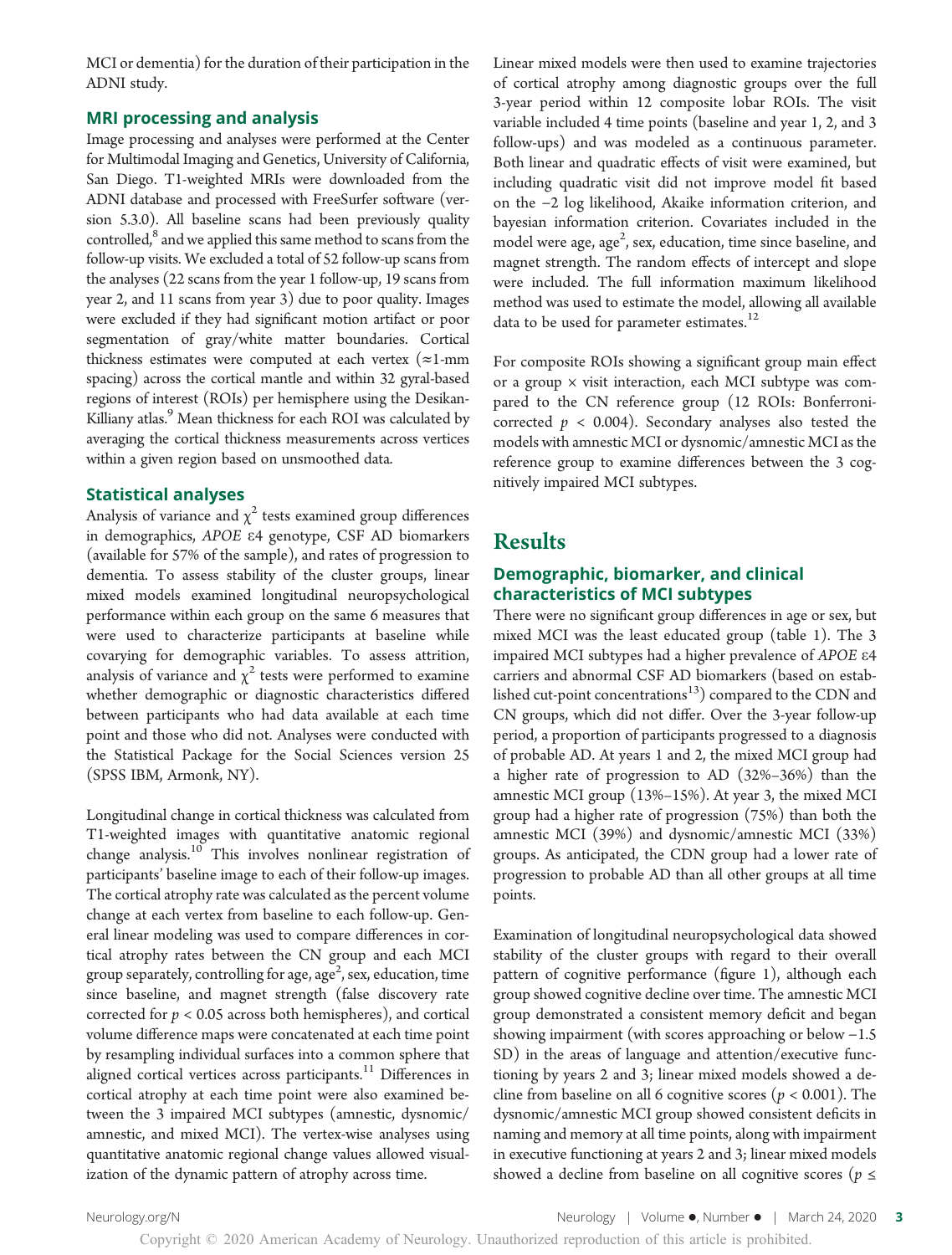MCI or dementia) for the duration of their participation in the ADNI study.

### MRI processing and analysis

Image processing and analyses were performed at the Center for Multimodal Imaging and Genetics, University of California, San Diego. T1-weighted MRIs were downloaded from the ADNI database and processed with FreeSurfer software (version 5.3.0). All baseline scans had been previously quality controlled,[8] and we applied this same method to scans from the follow-up visits. We excluded a total of 52 follow-up scans from the analyses (22 scans from the year 1 follow-up, 19 scans from year 2, and 11 scans from year 3) due to poor quality. Images were excluded if they had significant motion artifact or poor segmentation of gray/white matter boundaries. Cortical thickness estimates were computed at each vertex (≈1-mm spacing) across the cortical mantle and within 32 gyral-based regions of interest (ROIs) per hemisphere using the Desikan-Killiany atlas.[9] Mean thickness for each ROI was calculated by averaging the cortical thickness measurements across vertices within a given region based on unsmoothed data.

### Statistical analyses

Analysis of variance and $\chi^2$ tests examined group differences in demographics, *APOE* ε4 genotype, CSF AD biomarkers (available for 57% of the sample), and rates of progression to dementia. To assess stability of the cluster groups, linear mixed models examined longitudinal neuropsychological performance within each group on the same 6 measures that were used to characterize participants at baseline while covarying for demographic variables. To assess attrition, analysis of variance and $\chi^2$ tests were performed to examine whether demographic or diagnostic characteristics differed between participants who had data available at each time point and those who did not. Analyses were conducted with the Statistical Package for the Social Sciences version 25 (SPSS IBM, Armonk, NY).

Longitudinal change in cortical thickness was calculated from T1-weighted images with quantitative anatomic regional change analysis.[10] This involves nonlinear registration of participants' baseline image to each of their follow-up images. The cortical atrophy rate was calculated as the percent volume change at each vertex from baseline to each follow-up. General linear modeling was used to compare differences in cortical atrophy rates between the CN group and each MCI group separately, controlling for age, age$^2$, sex, education, time since baseline, and magnet strength (false discovery rate corrected for $p < 0.05$ across both hemispheres), and cortical volume difference maps were concatenated at each time point by resampling individual surfaces into a common sphere that aligned cortical vertices across participants.[11] Differences in cortical atrophy at each time point were also examined between the 3 impaired MCI subtypes (amnestic, dysnomic/amnestic, and mixed MCI). The vertex-wise analyses using quantitative anatomic regional change values allowed visualization of the dynamic pattern of atrophy across time.

Linear mixed models were then used to examine trajectories of cortical atrophy among diagnostic groups over the full 3-year period within 12 composite lobar ROIs. The visit variable included 4 time points (baseline and year 1, 2, and 3 follow-ups) and was modeled as a continuous parameter. Both linear and quadratic effects of visit were examined, but including quadratic visit did not improve model fit based on the −2 log likelihood, Akaike information criterion, and bayesian information criterion. Covariates included in the model were age, age$^2$, sex, education, time since baseline, and magnet strength. The random effects of intercept and slope were included. The full information maximum likelihood method was used to estimate the model, allowing all available data to be used for parameter estimates.[12]

For composite ROIs showing a significant group main effect or a group × visit interaction, each MCI subtype was compared to the CN reference group (12 ROIs: Bonferroni-corrected $p < 0.004$). Secondary analyses also tested the models with amnestic MCI or dysnomic/amnestic MCI as the reference group to examine differences between the 3 cognitively impaired MCI subtypes.

## Results

### Demographic, biomarker, and clinical characteristics of MCI subtypes

There were no significant group differences in age or sex, but mixed MCI was the least educated group (table 1). The 3 impaired MCI subtypes had a higher prevalence of *APOE* ε4 carriers and abnormal CSF AD biomarkers (based on established cut-point concentrations[13]) compared to the CDN and CN groups, which did not differ. Over the 3-year follow-up period, a proportion of participants progressed to a diagnosis of probable AD. At years 1 and 2, the mixed MCI group had a higher rate of progression to AD (32%–36%) than the amnestic MCI group (13%–15%). At year 3, the mixed MCI group had a higher rate of progression (75%) than both the amnestic MCI (39%) and dysnomic/amnestic MCI (33%) groups. As anticipated, the CDN group had a lower rate of progression to probable AD than all other groups at all time points.

Examination of longitudinal neuropsychological data showed stability of the cluster groups with regard to their overall pattern of cognitive performance (figure 1), although each group showed cognitive decline over time. The amnestic MCI group demonstrated a consistent memory deficit and began showing impairment (with scores approaching or below −1.5 SD) in the areas of language and attention/executive functioning by years 2 and 3; linear mixed models showed a decline from baseline on all 6 cognitive scores ($p < 0.001$). The dysnomic/amnestic MCI group showed consistent deficits in naming and memory at all time points, along with impairment in executive functioning at years 2 and 3; linear mixed models showed a decline from baseline on all cognitive scores ($p \leq$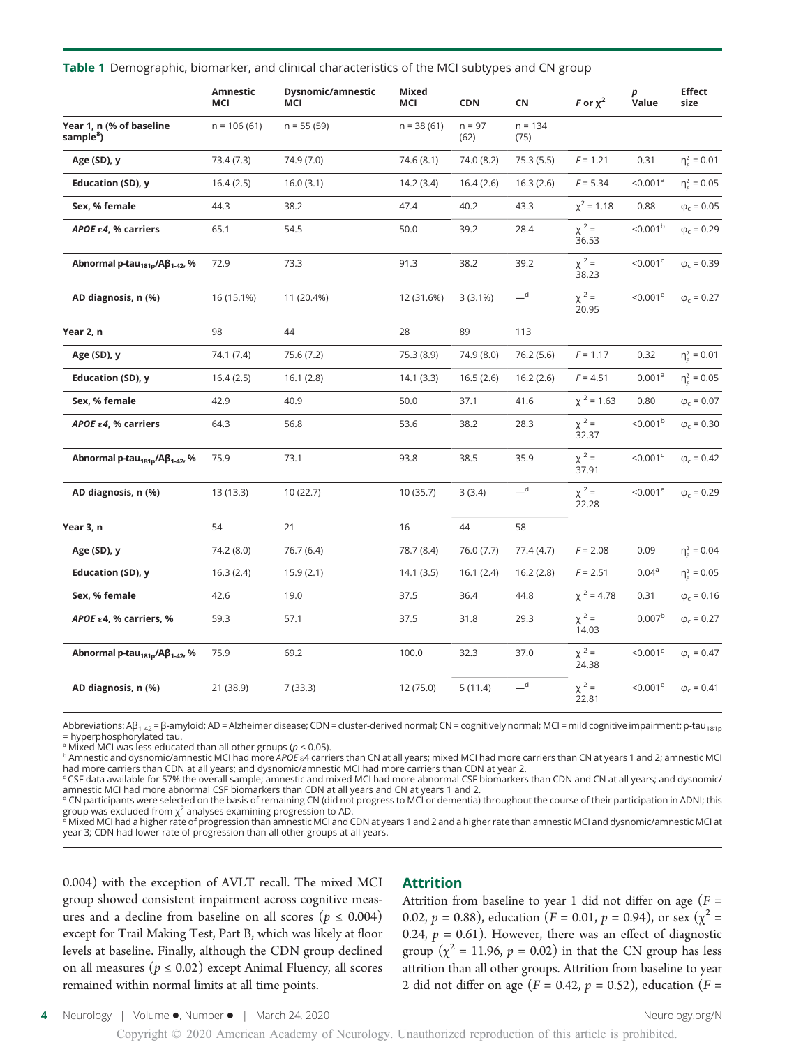**Table 1** Demographic, biomarker, and clinical characteristics of the MCI subtypes and CN group

| | Amnestic MCI | Dysnomic/amnestic MCI | Mixed MCI | CDN | CN | F or $\chi^2$ | p Value | Effect size |
|---|---|---|---|---|---|---|---|---|
| **Year 1, n (% of baseline sample[8])** | n = 106 (61) | n = 55 (59) | n = 38 (61) | n = 97 (62) | n = 134 (75) | | | |
| **Age (SD), y** | 73.4 (7.3) | 74.9 (7.0) | 74.6 (8.1) | 74.0 (8.2) | 75.3 (5.5) | $F = 1.21$ | 0.31 | $\eta_p^2 = 0.01$ |
| **Education (SD), y** | 16.4 (2.5) | 16.0 (3.1) | 14.2 (3.4) | 16.4 (2.6) | 16.3 (2.6) | $F = 5.34$ | <0.001[a] | $\eta_p^2 = 0.05$ |
| **Sex, % female** | 44.3 | 38.2 | 47.4 | 40.2 | 43.3 | $\chi^2 = 1.18$ | 0.88 | $\varphi_c = 0.05$ |
| ***APOE* ε4, % carriers** | 65.1 | 54.5 | 50.0 | 39.2 | 28.4 | $\chi^2 = 36.53$ | <0.001[b] | $\varphi_c = 0.29$ |
| **Abnormal p-tau$_{181p}$/Aβ$_{1-42}$, %** | 72.9 | 73.3 | 91.3 | 38.2 | 39.2 | $\chi^2 = 38.23$ | <0.001[c] | $\varphi_c = 0.39$ |
| **AD diagnosis, n (%)** | 16 (15.1%) | 11 (20.4%) | 12 (31.6%) | 3 (3.1%) | —[d] | $\chi^2 = 20.95$ | <0.001[e] | $\varphi_c = 0.27$ |
| **Year 2, n** | 98 | 44 | 28 | 89 | 113 | | | |
| **Age (SD), y** | 74.1 (7.4) | 75.6 (7.2) | 75.3 (8.9) | 74.9 (8.0) | 76.2 (5.6) | $F = 1.17$ | 0.32 | $\eta_p^2 = 0.01$ |
| **Education (SD), y** | 16.4 (2.5) | 16.1 (2.8) | 14.1 (3.3) | 16.5 (2.6) | 16.2 (2.6) | $F = 4.51$ | 0.001[a] | $\eta_p^2 = 0.05$ |
| **Sex, % female** | 42.9 | 40.9 | 50.0 | 37.1 | 41.6 | $\chi^2 = 1.63$ | 0.80 | $\varphi_c = 0.07$ |
| ***APOE* ε4, % carriers** | 64.3 | 56.8 | 53.6 | 38.2 | 28.3 | $\chi^2 = 32.37$ | <0.001[b] | $\varphi_c = 0.30$ |
| **Abnormal p-tau$_{181p}$/Aβ$_{1-42}$, %** | 75.9 | 73.1 | 93.8 | 38.5 | 35.9 | $\chi^2 = 37.91$ | <0.001[c] | $\varphi_c = 0.42$ |
| **AD diagnosis, n (%)** | 13 (13.3) | 10 (22.7) | 10 (35.7) | 3 (3.4) | —[d] | $\chi^2 = 22.28$ | <0.001[e] | $\varphi_c = 0.29$ |
| **Year 3, n** | 54 | 21 | 16 | 44 | 58 | | | |
| **Age (SD), y** | 74.2 (8.0) | 76.7 (6.4) | 78.7 (8.4) | 76.0 (7.7) | 77.4 (4.7) | $F = 2.08$ | 0.09 | $\eta_p^2 = 0.04$ |
| **Education (SD), y** | 16.3 (2.4) | 15.9 (2.1) | 14.1 (3.5) | 16.1 (2.4) | 16.2 (2.8) | $F = 2.51$ | 0.04[a] | $\eta_p^2 = 0.05$ |
| **Sex, % female** | 42.6 | 19.0 | 37.5 | 36.4 | 44.8 | $\chi^2 = 4.78$ | 0.31 | $\varphi_c = 0.16$ |
| ***APOE* ε4, % carriers, %** | 59.3 | 57.1 | 37.5 | 31.8 | 29.3 | $\chi^2 = 14.03$ | 0.007[b] | $\varphi_c = 0.27$ |
| **Abnormal p-tau$_{181p}$/Aβ$_{1-42}$, %** | 75.9 | 69.2 | 100.0 | 32.3 | 37.0 | $\chi^2 = 24.38$ | <0.001[c] | $\varphi_c = 0.47$ |
| **AD diagnosis, n (%)** | 21 (38.9) | 7 (33.3) | 12 (75.0) | 5 (11.4) | —[d] | $\chi^2 = 22.81$ | <0.001[e] | $\varphi_c = 0.41$ |

Abbreviations: Aβ$_{1-42}$ = β-amyloid; AD = Alzheimer disease; CDN = cluster-derived normal; CN = cognitively normal; MCI = mild cognitive impairment; p-tau$_{181p}$ = hyperphosphorylated tau.
[a] Mixed MCI was less educated than all other groups ($p < 0.05$).
[b] Amnestic and dysnomic/amnestic MCI had more *APOE* ε4 carriers than CN at all years; mixed MCI had more carriers than CN at years 1 and 2; amnestic MCI had more carriers than CDN at all years; and dysnomic/amnestic MCI had more carriers than CDN at year 2.
[c] CSF data available for 57% the overall sample; amnestic and mixed MCI had more abnormal CSF biomarkers than CDN and CN at all years; and dysnomic/amnestic MCI had more abnormal CSF biomarkers than CDN at all years and CN at years 1 and 2.
[d] CN participants were selected on the basis of remaining CN (did not progress to MCI or dementia) throughout the course of their participation in ADNI; this group was excluded from $\chi^2$ analyses examining progression to AD.
[e] Mixed MCI had a higher rate of progression than amnestic MCI and CDN at years 1 and 2 and a higher rate than amnestic MCI and dysnomic/amnestic MCI at year 3; CDN had lower rate of progression than all other groups at all years.

0.004) with the exception of AVLT recall. The mixed MCI group showed consistent impairment across cognitive measures and a decline from baseline on all scores ($p \leq 0.004$) except for Trail Making Test, Part B, which was likely at floor levels at baseline. Finally, although the CDN group declined on all measures ($p \leq 0.02$) except Animal Fluency, all scores remained within normal limits at all time points.

## Attrition

Attrition from baseline to year 1 did not differ on age ($F = 0.02$, $p = 0.88$), education ($F = 0.01$, $p = 0.94$), or sex ($\chi^2 = 0.24$, $p = 0.61$). However, there was an effect of diagnostic group ($\chi^2 = 11.96$, $p = 0.02$) in that the CN group has less attrition than all other groups. Attrition from baseline to year 2 did not differ on age ($F = 0.42$, $p = 0.52$), education ($F =$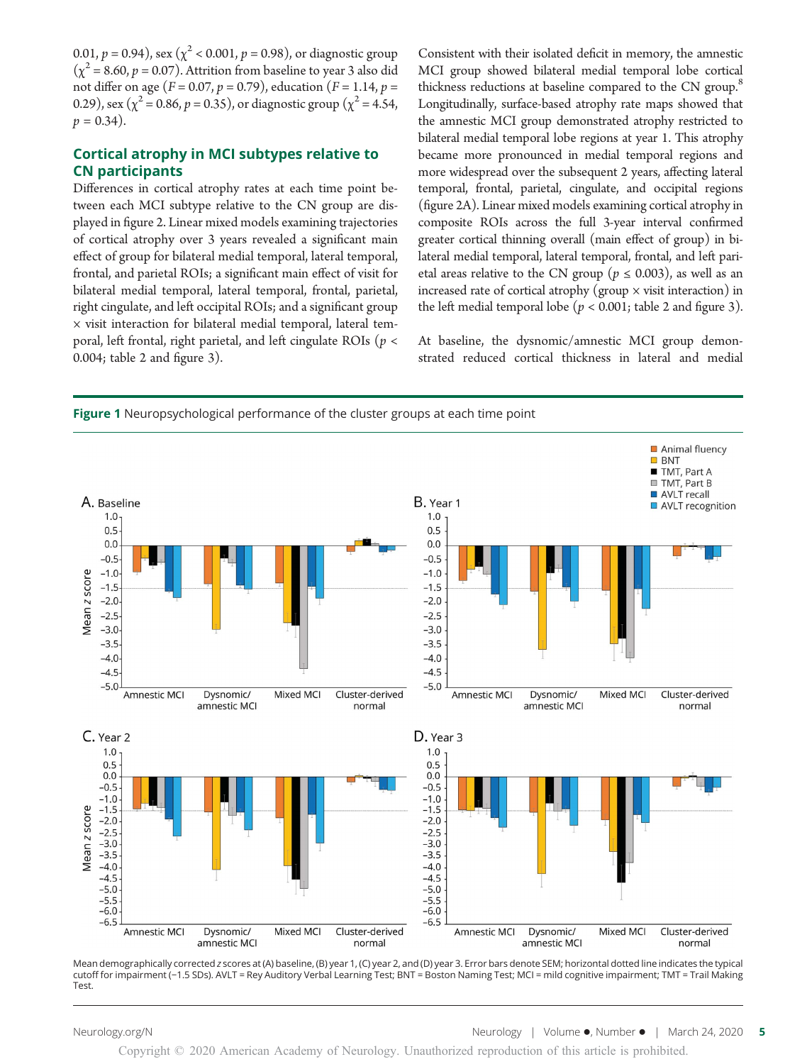0.01, $p = 0.94$), sex ($\chi^2 < 0.001$, $p = 0.98$), or diagnostic group ($\chi^2 = 8.60$, $p = 0.07$). Attrition from baseline to year 3 also did not differ on age ($F = 0.07$, $p = 0.79$), education ($F = 1.14$, $p = 0.29$), sex ($\chi^2 = 0.86$, $p = 0.35$), or diagnostic group ($\chi^2 = 4.54$, $p = 0.34$).

## Cortical atrophy in MCI subtypes relative to CN participants

Differences in cortical atrophy rates at each time point between each MCI subtype relative to the CN group are displayed in figure 2. Linear mixed models examining trajectories of cortical atrophy over 3 years revealed a significant main effect of group for bilateral medial temporal, lateral temporal, frontal, and parietal ROIs; a significant main effect of visit for bilateral medial temporal, lateral temporal, frontal, parietal, right cingulate, and left occipital ROIs; and a significant group × visit interaction for bilateral medial temporal, lateral temporal, left frontal, right parietal, and left cingulate ROIs ($p < 0.004$; table 2 and figure 3).

Consistent with their isolated deficit in memory, the amnestic MCI group showed bilateral medial temporal lobe cortical thickness reductions at baseline compared to the CN group.[8] Longitudinally, surface-based atrophy rate maps showed that the amnestic MCI group demonstrated atrophy restricted to bilateral medial temporal lobe regions at year 1. This atrophy became more pronounced in medial temporal regions and more widespread over the subsequent 2 years, affecting lateral temporal, frontal, parietal, cingulate, and occipital regions (figure 2A). Linear mixed models examining cortical atrophy in composite ROIs across the full 3-year interval confirmed greater cortical thinning overall (main effect of group) in bilateral medial temporal, lateral temporal, frontal, and left parietal areas relative to the CN group ($p \leq 0.003$), as well as an increased rate of cortical atrophy (group × visit interaction) in the left medial temporal lobe ($p < 0.001$; table 2 and figure 3).

At baseline, the dysnomic/amnestic MCI group demonstrated reduced cortical thickness in lateral and medial

**Figure 1** Neuropsychological performance of the cluster groups at each time point

Mean demographically corrected *z* scores at (A) baseline, (B) year 1, (C) year 2, and (D) year 3. Error bars denote SEM; horizontal dotted line indicates the typical cutoff for impairment (−1.5 SDs). AVLT = Rey Auditory Verbal Learning Test; BNT = Boston Naming Test; MCI = mild cognitive impairment; TMT = Trail Making Test.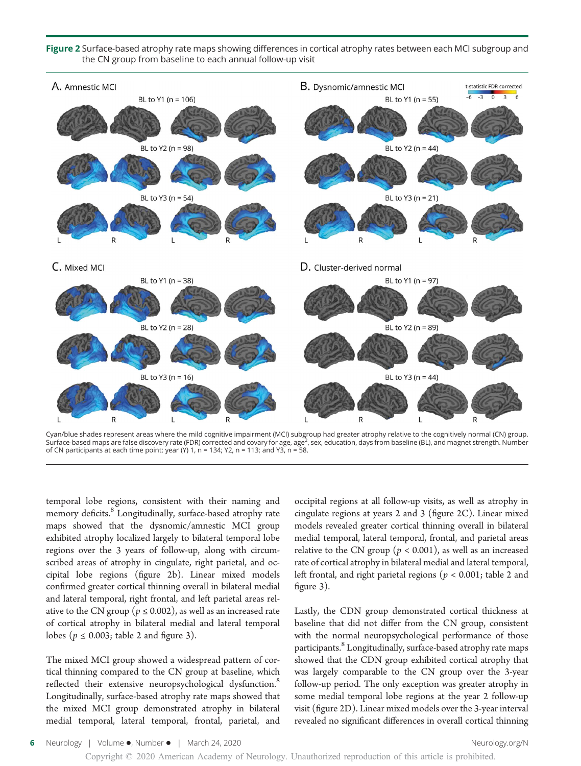**Figure 2** Surface-based atrophy rate maps showing differences in cortical atrophy rates between each MCI subgroup and the CN group from baseline to each annual follow-up visit

Cyan/blue shades represent areas where the mild cognitive impairment (MCI) subgroup had greater atrophy relative to the cognitively normal (CN) group. Surface-based maps are false discovery rate (FDR) corrected and covary for age, age$^2$, sex, education, days from baseline (BL), and magnet strength. Number of CN participants at each time point: year (Y) 1, n = 134; Y2, n = 113; and Y3, n = 58.

temporal lobe regions, consistent with their naming and memory deficits.[8] Longitudinally, surface-based atrophy rate maps showed that the dysnomic/amnestic MCI group exhibited atrophy localized largely to bilateral temporal lobe regions over the 3 years of follow-up, along with circumscribed areas of atrophy in cingulate, right parietal, and occipital lobe regions (figure 2b). Linear mixed models confirmed greater cortical thinning overall in bilateral medial and lateral temporal, right frontal, and left parietal areas relative to the CN group ($p \leq 0.002$), as well as an increased rate of cortical atrophy in bilateral medial and lateral temporal lobes ($p \leq 0.003$; table 2 and figure 3).

The mixed MCI group showed a widespread pattern of cortical thinning compared to the CN group at baseline, which reflected their extensive neuropsychological dysfunction.[8] Longitudinally, surface-based atrophy rate maps showed that the mixed MCI group demonstrated atrophy in bilateral medial temporal, lateral temporal, frontal, parietal, and occipital regions at all follow-up visits, as well as atrophy in cingulate regions at years 2 and 3 (figure 2C). Linear mixed models revealed greater cortical thinning overall in bilateral medial temporal, lateral temporal, frontal, and parietal areas relative to the CN group ($p < 0.001$), as well as an increased rate of cortical atrophy in bilateral medial and lateral temporal, left frontal, and right parietal regions ($p < 0.001$; table 2 and figure 3).

Lastly, the CDN group demonstrated cortical thickness at baseline that did not differ from the CN group, consistent with the normal neuropsychological performance of those participants.[8] Longitudinally, surface-based atrophy rate maps showed that the CDN group exhibited cortical atrophy that was largely comparable to the CN group over the 3-year follow-up period. The only exception was greater atrophy in some medial temporal lobe regions at the year 2 follow-up visit (figure 2D). Linear mixed models over the 3-year interval revealed no significant differences in overall cortical thinning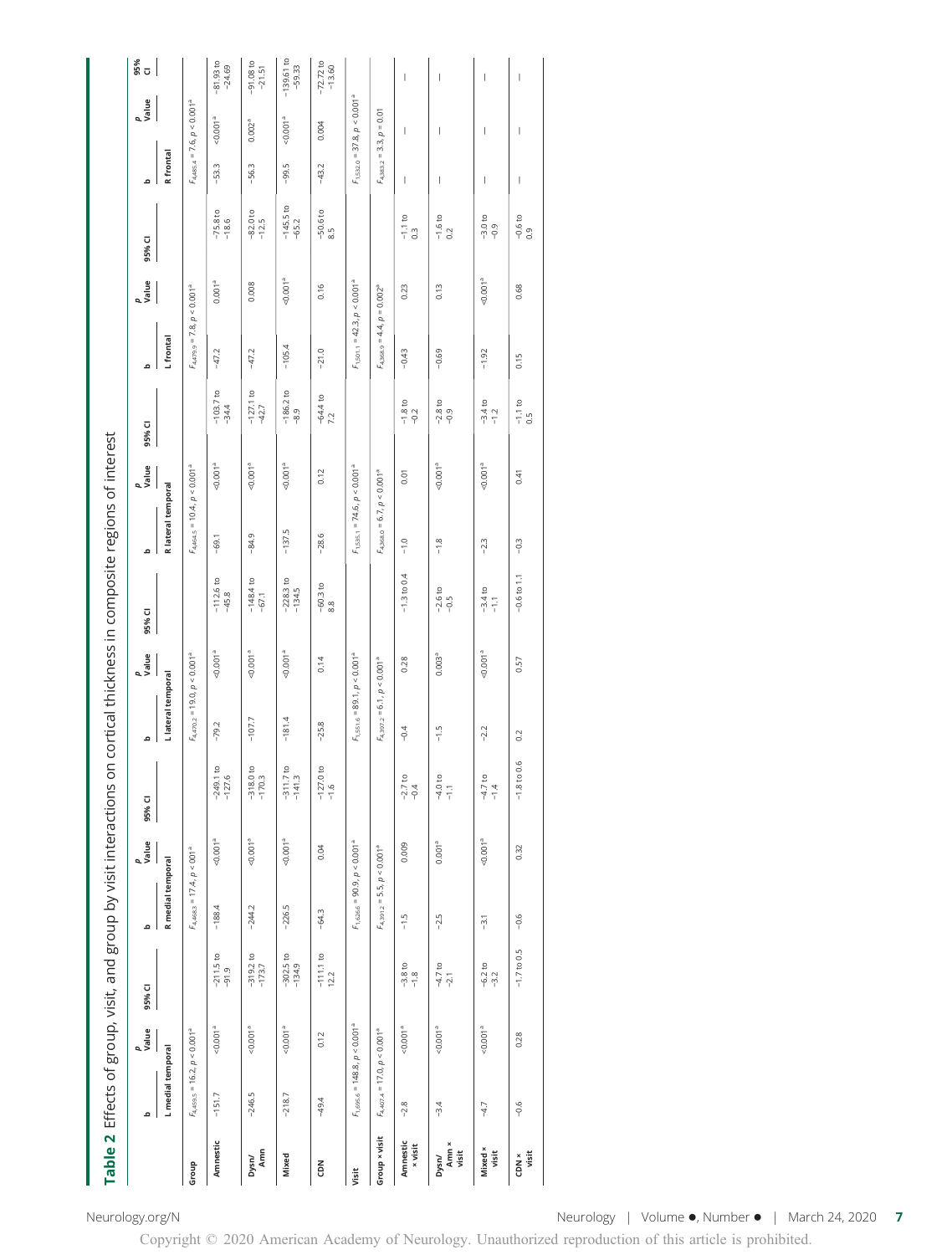## Table 2 Effects of group, visit, and group by visit interactions on cortical thickness in composite regions of interest

| | b | p Value | 95% CI | b | p Value | 95% CI | b | p Value | 95% CI | b | p Value | 95% CI | b | p Value | 95% CI | b | p Value | 95% CI |
|---|---|---|---|---|---|---|---|---|---|---|---|---|---|---|---|---|---|---|
| | L medial temporal | | | R medial temporal | | | L lateral temporal | | | R lateral temporal | | | L frontal | | | R frontal | | |
| **Group** | $F_{4,459.5} = 16.2, p < 0.001^a$ | | | $F_{4,468.3} = 17.4, p < 0.001^a$ | | | $F_{4,470.2} = 19.0, p < 0.001^a$ | | | $F_{4,464.5} = 10.4, p < 0.001^a$ | | | $F_{4,479.9} = 7.8, p < 0.001^a$ | | | $F_{4,485.4} = 7.6, p < 0.001^a$ | | |
| **Amnestic** | −151.7 | <0.001[a] | −211.5 to −91.9 | −188.4 | <0.001[a] | −249.1 to −127.6 | −79.2 | <0.001[a] | −112.6 to −45.8 | −69.1 | <0.001[a] | −103.7 to −34.4 | −47.2 | 0.001[a] | −75.8 to −18.6 | −53.3 | <0.001[a] | −81.93 to −24.69 |
| **Dysn/Amn** | −246.5 | <0.001[a] | −319.2 to −173.7 | −244.2 | <0.001[a] | −318.0 to −170.3 | −107.7 | <0.001[a] | −148.4 to −67.1 | −84.9 | <0.001[a] | −127.1 to −42.7 | −47.2 | 0.008 | −82.0 to −12.5 | −56.3 | 0.002[a] | −91.08 to −21.51 |
| **Mixed** | −218.7 | <0.001[a] | −302.5 to −134.9 | −226.5 | <0.001[a] | −311.7 to −141.3 | −181.4 | <0.001[a] | −228.3 to −134.5 | −137.5 | <0.001[a] | −186.2 to −8.9 | −105.4 | <0.001[a] | −145.5 to −65.2 | −99.5 | <0.001[a] | −139.61 to −59.33 |
| **CDN** | −49.4 | 0.12 | −111.1 to 12.2 | −64.3 | 0.04 | −127.0 to −1.6 | −25.8 | 0.14 | −60.3 to 8.8 | −28.6 | 0.12 | −64.4 to 7.2 | −21.0 | 0.16 | −50.6 to 8.5 | −43.2 | 0.004 | −72.72 to −13.60 |
| **Visit** | $F_{1,695.6} = 148.8, p < 0.001^a$ | | | $F_{1,626.6} = 90.9, p < 0.001^a$ | | | $F_{1,551.6} = 89.1, p < 0.001^a$ | | | $F_{1,535.1} = 74.6, p < 0.001^a$ | | | $F_{1,501.1} = 42.3, p < 0.001^a$ | | | $F_{1,532.0} = 37.8, p < 0.001^a$ | | |
| **Group × visit** | $F_{4,407.4} = 17.0, p < 0.001^a$ | | | $F_{4,391.2} = 5.5, p < 0.001^a$ | | | $F_{4,397.2} = 6.1, p < 0.001^a$ | | | $F_{4,368.0} = 6.7, p < 0.001^a$ | | | $F_{4,368.9} = 4.4, p = 0.002^a$ | | | $F_{4,383.2} = 3.3, p = 0.01$ | | |
| **Amnestic × visit** | −2.8 | <0.001[a] | −3.8 to −1.8 | −1.5 | 0.009 | −2.7 to −0.4 | −0.4 | 0.28 | −1.3 to 0.4 | −1.0 | 0.01 | −1.8 to −0.2 | −0.43 | 0.23 | −1.1 to 0.3 | — | — | — |
| **Dysn/Amn × visit** | −3.4 | <0.001[a] | −4.7 to −2.1 | −2.5 | 0.001[a] | −4.0 to −1.1 | −1.5 | 0.003[a] | −2.6 to −0.5 | −1.8 | <0.001[a] | −2.8 to −0.9 | −0.69 | 0.13 | −1.6 to 0.2 | — | — | — |
| **Mixed × visit** | −4.7 | <0.001[a] | −6.2 to −3.2 | −3.1 | <0.001[a] | −4.7 to −1.4 | −2.2 | <0.001[a] | −3.4 to −1.1 | −2.3 | <0.001[a] | −3.4 to −1.2 | −1.92 | <0.001[a] | −3.0 to −0.9 | — | — | — |
| **CDN × visit** | −0.6 | 0.28 | −1.7 to 0.5 | −0.6 | 0.32 | −1.8 to 0.6 | 0.2 | 0.57 | −0.6 to 1.1 | −0.3 | 0.41 | −1.1 to 0.5 | 0.15 | 0.68 | −0.6 to 0.9 | — | — | — |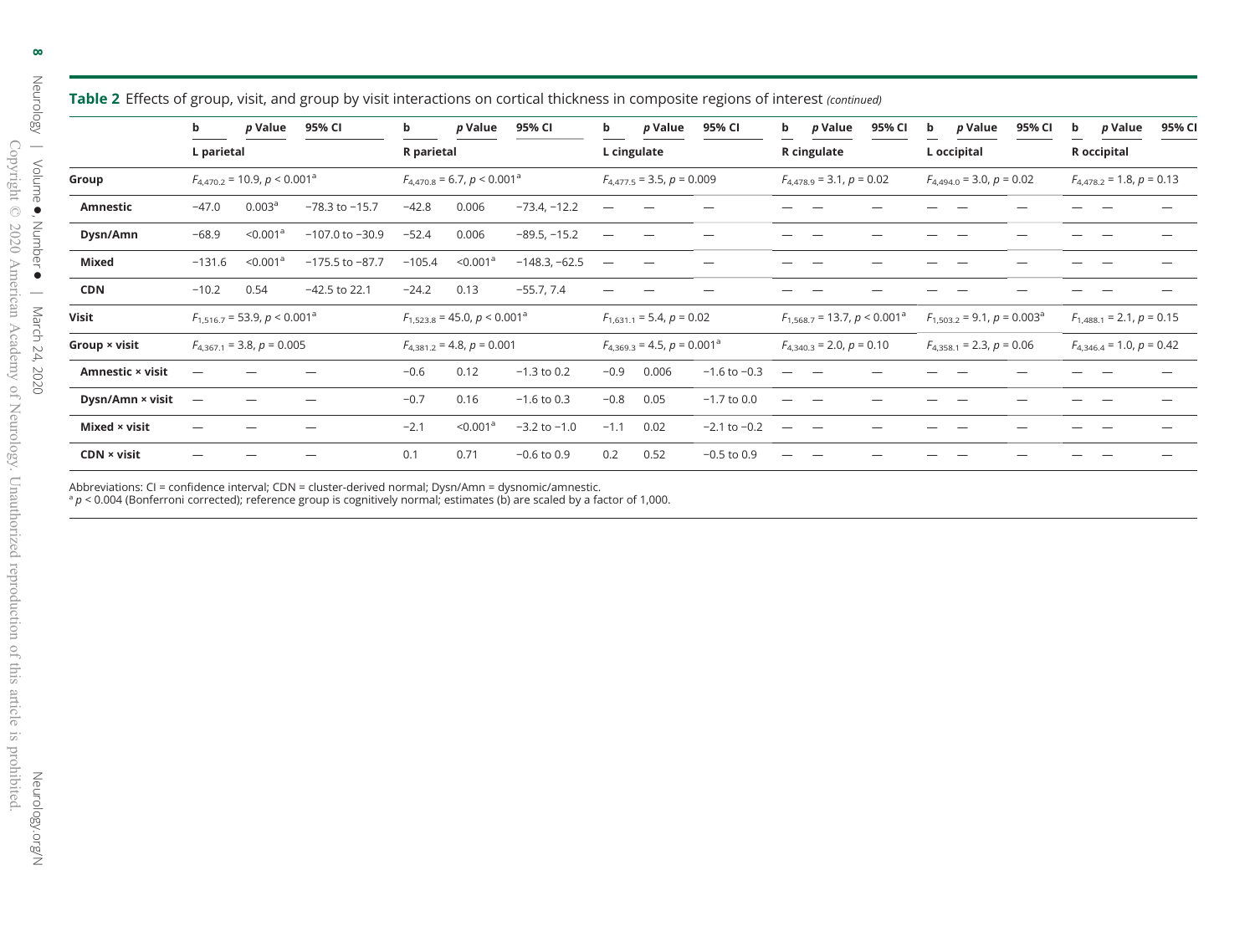**Table 2** Effects of group, visit, and group by visit interactions on cortical thickness in composite regions of interest *(continued)*

| | b | *p* Value | 95% CI | b | *p* Value | 95% CI | b | *p* Value | 95% CI | b | *p* Value | 95% CI | b | *p* Value | 95% CI | b | *p* Value | 95% CI |
|---|---|---|---|---|---|---|---|---|---|---|---|---|---|---|---|---|---|---|
| | L parietal | | | R parietal | | | L cingulate | | | R cingulate | | | L occipital | | | R occipital | | |
| **Group** | $F_{4,470.2} = 10.9$, $p < 0.001$[a] | | | $F_{4,470.8} = 6.7$, $p < 0.001$[a] | | | $F_{4,477.5} = 3.5$, $p = 0.009$ | | | $F_{4,478.9} = 3.1$, $p = 0.02$ | | | $F_{4,494.0} = 3.0$, $p = 0.02$ | | | $F_{4,478.2} = 1.8$, $p = 0.13$ | | |
| **Amnestic** | −47.0 | 0.003[a] | −78.3 to −15.7 | −42.8 | 0.006 | −73.4, −12.2 | — | — | — | — | — | — | — | — | — | — | — | — |
| **Dysn/Amn** | −68.9 | <0.001[a] | −107.0 to −30.9 | −52.4 | 0.006 | −89.5, −15.2 | — | — | — | — | — | — | — | — | — | — | — | — |
| **Mixed** | −131.6 | <0.001[a] | −175.5 to −87.7 | −105.4 | <0.001[a] | −148.3, −62.5 | — | — | — | — | — | — | — | — | — | — | — | — |
| **CDN** | −10.2 | 0.54 | −42.5 to 22.1 | −24.2 | 0.13 | −55.7, 7.4 | — | — | — | — | — | — | — | — | — | — | — | — |
| **Visit** | $F_{1,516.7} = 53.9$, $p < 0.001$[a] | | | $F_{1,523.8} = 45.0$, $p < 0.001$[a] | | | $F_{1,631.1} = 5.4$, $p = 0.02$ | | | $F_{1,568.7} = 13.7$, $p < 0.001$[a] | | | $F_{1,503.2} = 9.1$, $p = 0.003$[a] | | | $F_{1,488.1} = 2.1$, $p = 0.15$ | | |
| **Group × visit** | $F_{4,367.1} = 3.8$, $p = 0.005$ | | | $F_{4,381.2} = 4.8$, $p = 0.001$ | | | $F_{4,369.3} = 4.5$, $p = 0.001$[a] | | | $F_{4,340.3} = 2.0$, $p = 0.10$ | | | $F_{4,358.1} = 2.3$, $p = 0.06$ | | | $F_{4,346.4} = 1.0$, $p = 0.42$ | | |
| **Amnestic × visit** | — | — | — | −0.6 | 0.12 | −1.3 to 0.2 | −0.9 | 0.006 | −1.6 to −0.3 | — | — | — | — | — | — | — | — | — |
| **Dysn/Amn × visit** | — | — | — | −0.7 | 0.16 | −1.6 to 0.3 | −0.8 | 0.05 | −1.7 to 0.0 | — | — | — | — | — | — | — | — | — |
| **Mixed × visit** | — | — | — | −2.1 | <0.001[a] | −3.2 to −1.0 | −1.1 | 0.02 | −2.1 to −0.2 | — | — | — | — | — | — | — | — | — |
| **CDN × visit** | — | — | — | 0.1 | 0.71 | −0.6 to 0.9 | 0.2 | 0.52 | −0.5 to 0.9 | — | — | — | — | — | — | — | — | — |

Abbreviations: CI = confidence interval; CDN = cluster-derived normal; Dysn/Amn = dysnomic/amnestic.
[a] $p < 0.004$ (Bonferroni corrected); reference group is cognitively normal; estimates (b) are scaled by a factor of 1,000.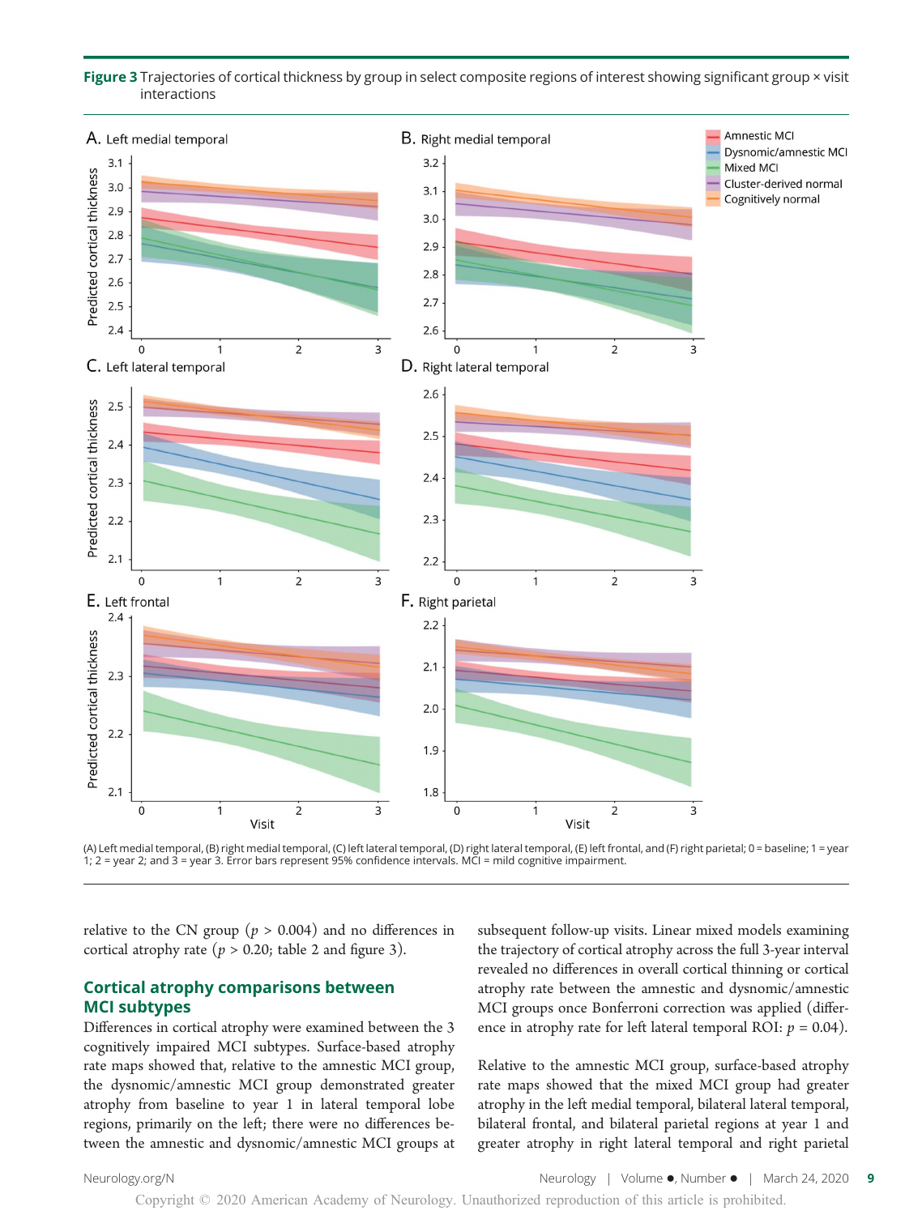**Figure 3** Trajectories of cortical thickness by group in select composite regions of interest showing significant group × visit interactions

(A) Left medial temporal, (B) right medial temporal, (C) left lateral temporal, (D) right lateral temporal, (E) left frontal, and (F) right parietal; 0 = baseline; 1 = year 1; 2 = year 2; and 3 = year 3. Error bars represent 95% confidence intervals. MCI = mild cognitive impairment.

relative to the CN group ($p > 0.004$) and no differences in cortical atrophy rate ($p > 0.20$; table 2 and figure 3).

## Cortical atrophy comparisons between MCI subtypes

Differences in cortical atrophy were examined between the 3 cognitively impaired MCI subtypes. Surface-based atrophy rate maps showed that, relative to the amnestic MCI group, the dysnomic/amnestic MCI group demonstrated greater atrophy from baseline to year 1 in lateral temporal lobe regions, primarily on the left; there were no differences between the amnestic and dysnomic/amnestic MCI groups at subsequent follow-up visits. Linear mixed models examining the trajectory of cortical atrophy across the full 3-year interval revealed no differences in overall cortical thinning or cortical atrophy rate between the amnestic and dysnomic/amnestic MCI groups once Bonferroni correction was applied (difference in atrophy rate for left lateral temporal ROI: $p = 0.04$).

Relative to the amnestic MCI group, surface-based atrophy rate maps showed that the mixed MCI group had greater atrophy in the left medial temporal, bilateral lateral temporal, bilateral frontal, and bilateral parietal regions at year 1 and greater atrophy in right lateral temporal and right parietal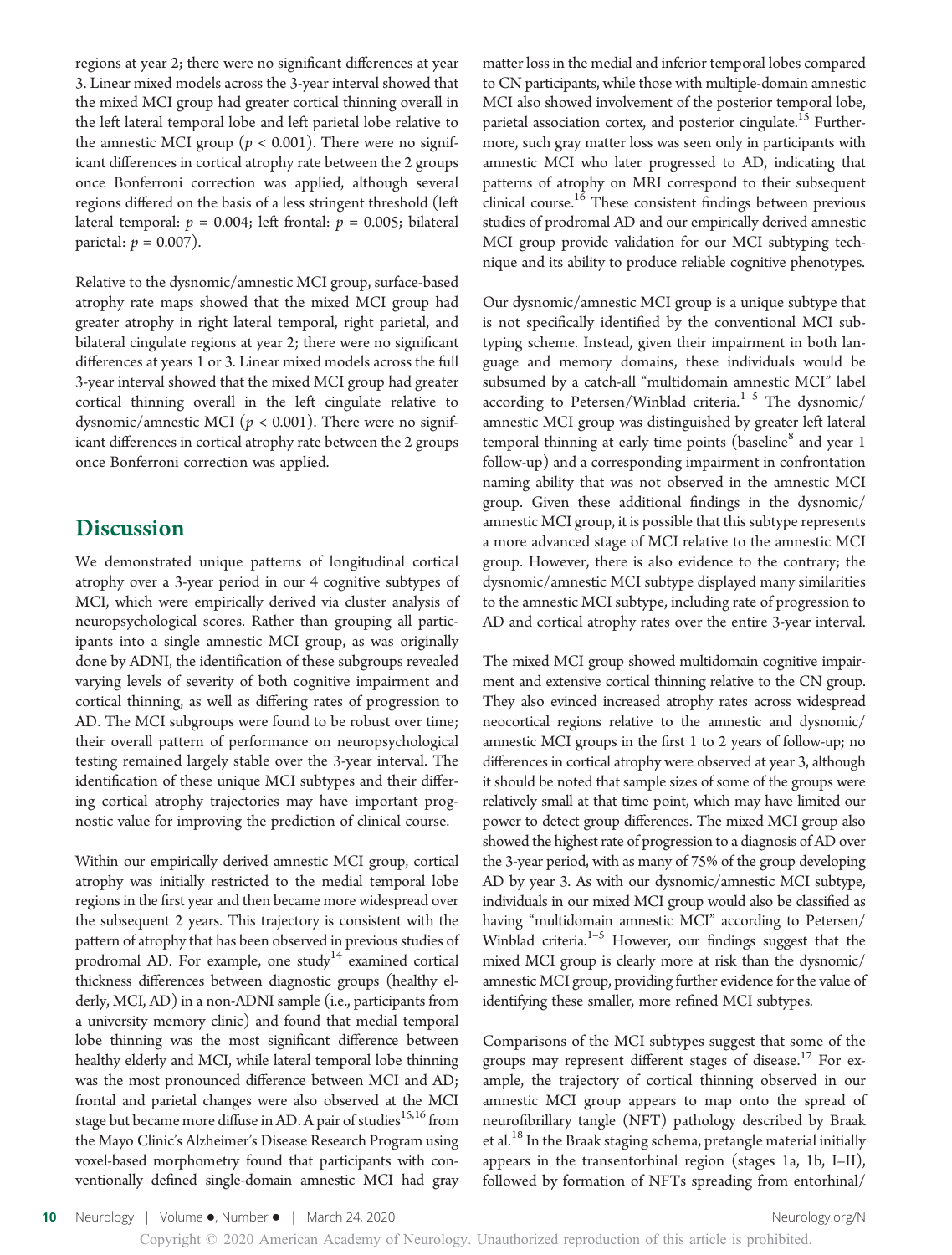regions at year 2; there were no significant differences at year 3. Linear mixed models across the 3-year interval showed that the mixed MCI group had greater cortical thinning overall in the left lateral temporal lobe and left parietal lobe relative to the amnestic MCI group ($p < 0.001$). There were no significant differences in cortical atrophy rate between the 2 groups once Bonferroni correction was applied, although several regions differed on the basis of a less stringent threshold (left lateral temporal: $p = 0.004$; left frontal: $p = 0.005$; bilateral parietal: $p = 0.007$).

Relative to the dysnomic/amnestic MCI group, surface-based atrophy rate maps showed that the mixed MCI group had greater atrophy in right lateral temporal, right parietal, and bilateral cingulate regions at year 2; there were no significant differences at years 1 or 3. Linear mixed models across the full 3-year interval showed that the mixed MCI group had greater cortical thinning overall in the left cingulate relative to dysnomic/amnestic MCI ($p < 0.001$). There were no significant differences in cortical atrophy rate between the 2 groups once Bonferroni correction was applied.

## Discussion

We demonstrated unique patterns of longitudinal cortical atrophy over a 3-year period in our 4 cognitive subtypes of MCI, which were empirically derived via cluster analysis of neuropsychological scores. Rather than grouping all participants into a single amnestic MCI group, as was originally done by ADNI, the identification of these subgroups revealed varying levels of severity of both cognitive impairment and cortical thinning, as well as differing rates of progression to AD. The MCI subgroups were found to be robust over time; their overall pattern of performance on neuropsychological testing remained largely stable over the 3-year interval. The identification of these unique MCI subtypes and their differing cortical atrophy trajectories may have important prognostic value for improving the prediction of clinical course.

Within our empirically derived amnestic MCI group, cortical atrophy was initially restricted to the medial temporal lobe regions in the first year and then became more widespread over the subsequent 2 years. This trajectory is consistent with the pattern of atrophy that has been observed in previous studies of prodromal AD. For example, one study[14] examined cortical thickness differences between diagnostic groups (healthy elderly, MCI, AD) in a non-ADNI sample (i.e., participants from a university memory clinic) and found that medial temporal lobe thinning was the most significant difference between healthy elderly and MCI, while lateral temporal lobe thinning was the most pronounced difference between MCI and AD; frontal and parietal changes were also observed at the MCI stage but became more diffuse in AD. A pair of studies[15,16] from the Mayo Clinic's Alzheimer's Disease Research Program using voxel-based morphometry found that participants with conventionally defined single-domain amnestic MCI had gray matter loss in the medial and inferior temporal lobes compared to CN participants, while those with multiple-domain amnestic MCI also showed involvement of the posterior temporal lobe, parietal association cortex, and posterior cingulate.[15] Furthermore, such gray matter loss was seen only in participants with amnestic MCI who later progressed to AD, indicating that patterns of atrophy on MRI correspond to their subsequent clinical course.[16] These consistent findings between previous studies of prodromal AD and our empirically derived amnestic MCI group provide validation for our MCI subtyping technique and its ability to produce reliable cognitive phenotypes.

Our dysnomic/amnestic MCI group is a unique subtype that is not specifically identified by the conventional MCI subtyping scheme. Instead, given their impairment in both language and memory domains, these individuals would be subsumed by a catch-all "multidomain amnestic MCI" label according to Petersen/Winblad criteria.[1–5] The dysnomic/amnestic MCI group was distinguished by greater left lateral temporal thinning at early time points (baseline[8] and year 1 follow-up) and a corresponding impairment in confrontation naming ability that was not observed in the amnestic MCI group. Given these additional findings in the dysnomic/amnestic MCI group, it is possible that this subtype represents a more advanced stage of MCI relative to the amnestic MCI group. However, there is also evidence to the contrary; the dysnomic/amnestic MCI subtype displayed many similarities to the amnestic MCI subtype, including rate of progression to AD and cortical atrophy rates over the entire 3-year interval.

The mixed MCI group showed multidomain cognitive impairment and extensive cortical thinning relative to the CN group. They also evinced increased atrophy rates across widespread neocortical regions relative to the amnestic and dysnomic/amnestic MCI groups in the first 1 to 2 years of follow-up; no differences in cortical atrophy were observed at year 3, although it should be noted that sample sizes of some of the groups were relatively small at that time point, which may have limited our power to detect group differences. The mixed MCI group also showed the highest rate of progression to a diagnosis of AD over the 3-year period, with as many of 75% of the group developing AD by year 3. As with our dysnomic/amnestic MCI subtype, individuals in our mixed MCI group would also be classified as having "multidomain amnestic MCI" according to Petersen/Winblad criteria.[1–5] However, our findings suggest that the mixed MCI group is clearly more at risk than the dysnomic/amnestic MCI group, providing further evidence for the value of identifying these smaller, more refined MCI subtypes.

Comparisons of the MCI subtypes suggest that some of the groups may represent different stages of disease.[17] For example, the trajectory of cortical thinning observed in our amnestic MCI group appears to map onto the spread of neurofibrillary tangle (NFT) pathology described by Braak et al.[18] In the Braak staging schema, pretangle material initially appears in the transentorhinal region (stages 1a, 1b, I–II), followed by formation of NFTs spreading from entorhinal/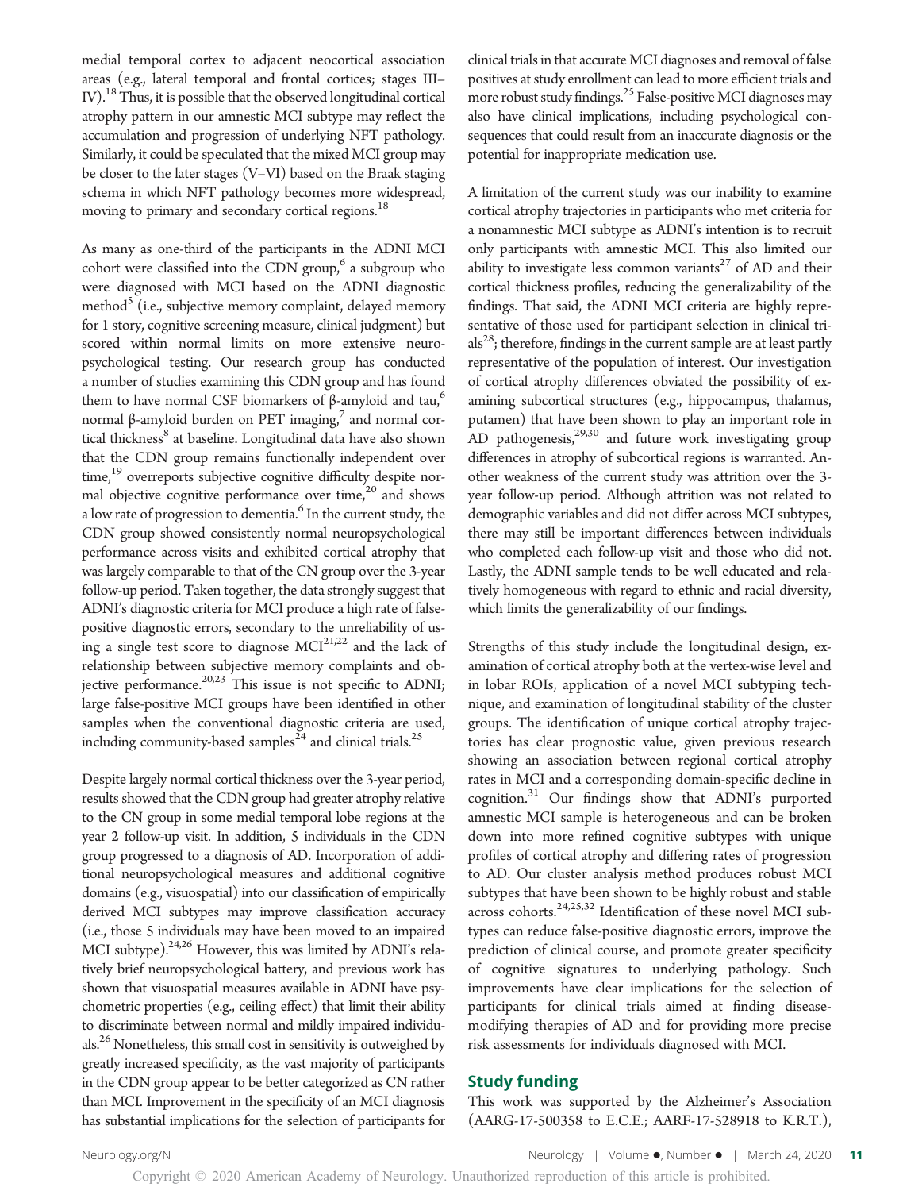medial temporal cortex to adjacent neocortical association areas (e.g., lateral temporal and frontal cortices; stages III–IV).[18] Thus, it is possible that the observed longitudinal cortical atrophy pattern in our amnestic MCI subtype may reflect the accumulation and progression of underlying NFT pathology. Similarly, it could be speculated that the mixed MCI group may be closer to the later stages (V–VI) based on the Braak staging schema in which NFT pathology becomes more widespread, moving to primary and secondary cortical regions.[18]

As many as one-third of the participants in the ADNI MCI cohort were classified into the CDN group,[6] a subgroup who were diagnosed with MCI based on the ADNI diagnostic method[5] (i.e., subjective memory complaint, delayed memory for 1 story, cognitive screening measure, clinical judgment) but scored within normal limits on more extensive neuropsychological testing. Our research group has conducted a number of studies examining this CDN group and has found them to have normal CSF biomarkers of β-amyloid and tau,[6] normal β-amyloid burden on PET imaging,[7] and normal cortical thickness[8] at baseline. Longitudinal data have also shown that the CDN group remains functionally independent over time,[19] overreports subjective cognitive difficulty despite normal objective cognitive performance over time,[20] and shows a low rate of progression to dementia.[6] In the current study, the CDN group showed consistently normal neuropsychological performance across visits and exhibited cortical atrophy that was largely comparable to that of the CN group over the 3-year follow-up period. Taken together, the data strongly suggest that ADNI's diagnostic criteria for MCI produce a high rate of false-positive diagnostic errors, secondary to the unreliability of using a single test score to diagnose MCI[21,22] and the lack of relationship between subjective memory complaints and objective performance.[20,23] This issue is not specific to ADNI; large false-positive MCI groups have been identified in other samples when the conventional diagnostic criteria are used, including community-based samples[24] and clinical trials.[25]

Despite largely normal cortical thickness over the 3-year period, results showed that the CDN group had greater atrophy relative to the CN group in some medial temporal lobe regions at the year 2 follow-up visit. In addition, 5 individuals in the CDN group progressed to a diagnosis of AD. Incorporation of additional neuropsychological measures and additional cognitive domains (e.g., visuospatial) into our classification of empirically derived MCI subtypes may improve classification accuracy (i.e., those 5 individuals may have been moved to an impaired MCI subtype).[24,26] However, this was limited by ADNI's relatively brief neuropsychological battery, and previous work has shown that visuospatial measures available in ADNI have psychometric properties (e.g., ceiling effect) that limit their ability to discriminate between normal and mildly impaired individuals.[26] Nonetheless, this small cost in sensitivity is outweighed by greatly increased specificity, as the vast majority of participants in the CDN group appear to be better categorized as CN rather than MCI. Improvement in the specificity of an MCI diagnosis has substantial implications for the selection of participants for clinical trials in that accurate MCI diagnoses and removal of false positives at study enrollment can lead to more efficient trials and more robust study findings.[25] False-positive MCI diagnoses may also have clinical implications, including psychological consequences that could result from an inaccurate diagnosis or the potential for inappropriate medication use.

A limitation of the current study was our inability to examine cortical atrophy trajectories in participants who met criteria for a nonamnestic MCI subtype as ADNI's intention is to recruit only participants with amnestic MCI. This also limited our ability to investigate less common variants[27] of AD and their cortical thickness profiles, reducing the generalizability of the findings. That said, the ADNI MCI criteria are highly representative of those used for participant selection in clinical trials[28]; therefore, findings in the current sample are at least partly representative of the population of interest. Our investigation of cortical atrophy differences obviated the possibility of examining subcortical structures (e.g., hippocampus, thalamus, putamen) that have been shown to play an important role in AD pathogenesis,[29,30] and future work investigating group differences in atrophy of subcortical regions is warranted. Another weakness of the current study was attrition over the 3-year follow-up period. Although attrition was not related to demographic variables and did not differ across MCI subtypes, there may still be important differences between individuals who completed each follow-up visit and those who did not. Lastly, the ADNI sample tends to be well educated and relatively homogeneous with regard to ethnic and racial diversity, which limits the generalizability of our findings.

Strengths of this study include the longitudinal design, examination of cortical atrophy both at the vertex-wise level and in lobar ROIs, application of a novel MCI subtyping technique, and examination of longitudinal stability of the cluster groups. The identification of unique cortical atrophy trajectories has clear prognostic value, given previous research showing an association between regional cortical atrophy rates in MCI and a corresponding domain-specific decline in cognition.[31] Our findings show that ADNI's purported amnestic MCI sample is heterogeneous and can be broken down into more refined cognitive subtypes with unique profiles of cortical atrophy and differing rates of progression to AD. Our cluster analysis method produces robust MCI subtypes that have been shown to be highly robust and stable across cohorts.[24,25,32] Identification of these novel MCI subtypes can reduce false-positive diagnostic errors, improve the prediction of clinical course, and promote greater specificity of cognitive signatures to underlying pathology. Such improvements have clear implications for the selection of participants for clinical trials aimed at finding disease-modifying therapies of AD and for providing more precise risk assessments for individuals diagnosed with MCI.

## Study funding

This work was supported by the Alzheimer's Association (AARG-17-500358 to E.C.E.; AARF-17-528918 to K.R.T.),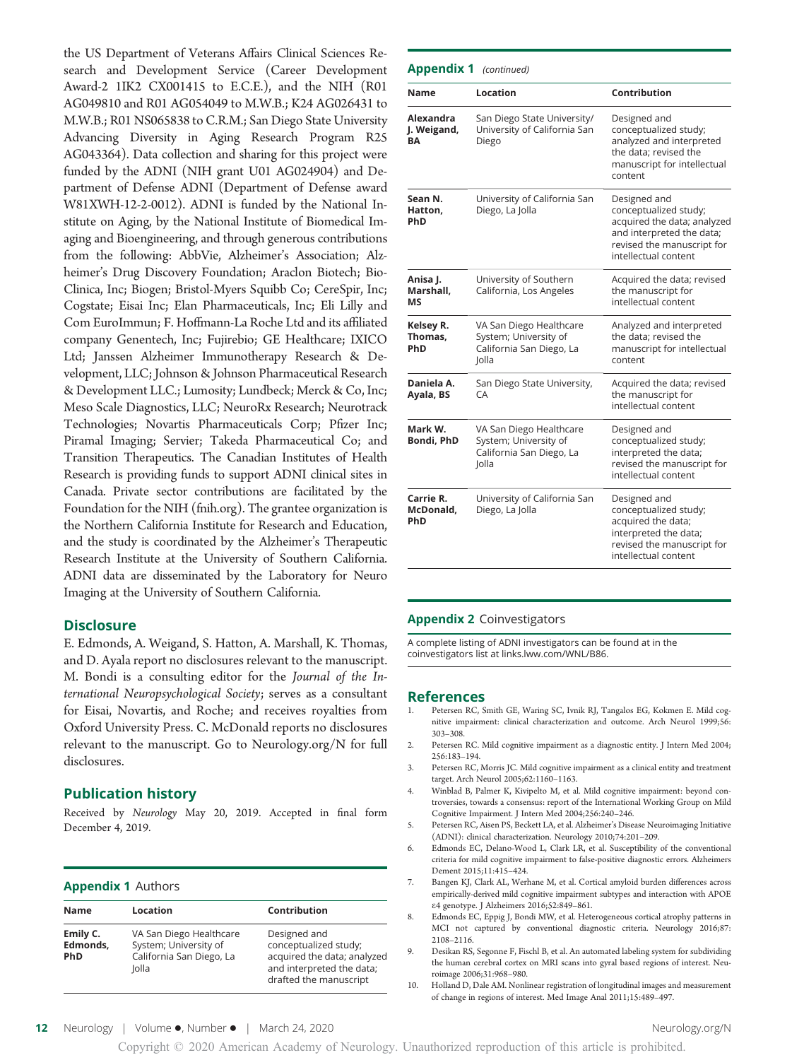the US Department of Veterans Affairs Clinical Sciences Research and Development Service (Career Development Award-2 1IK2 CX001415 to E.C.E.), and the NIH (R01 AG049810 and R01 AG054049 to M.W.B.; K24 AG026431 to M.W.B.; R01 NS065838 to C.R.M.; San Diego State University Advancing Diversity in Aging Research Program R25 AG043364). Data collection and sharing for this project were funded by the ADNI (NIH grant U01 AG024904) and Department of Defense ADNI (Department of Defense award W81XWH-12-2-0012). ADNI is funded by the National Institute on Aging, by the National Institute of Biomedical Imaging and Bioengineering, and through generous contributions from the following: AbbVie, Alzheimer's Association; Alzheimer's Drug Discovery Foundation; Araclon Biotech; BioClinica, Inc; Biogen; Bristol-Myers Squibb Co; CereSpir, Inc; Cogstate; Eisai Inc; Elan Pharmaceuticals, Inc; Eli Lilly and Com EuroImmun; F. Hoffmann-La Roche Ltd and its affiliated company Genentech, Inc; Fujirebio; GE Healthcare; IXICO Ltd; Janssen Alzheimer Immunotherapy Research & Development, LLC; Johnson & Johnson Pharmaceutical Research & Development LLC.; Lumosity; Lundbeck; Merck & Co, Inc; Meso Scale Diagnostics, LLC; NeuroRx Research; Neurotrack Technologies; Novartis Pharmaceuticals Corp; Pfizer Inc; Piramal Imaging; Servier; Takeda Pharmaceutical Co; and Transition Therapeutics. The Canadian Institutes of Health Research is providing funds to support ADNI clinical sites in Canada. Private sector contributions are facilitated by the Foundation for the NIH (fnih.org). The grantee organization is the Northern California Institute for Research and Education, and the study is coordinated by the Alzheimer's Therapeutic Research Institute at the University of Southern California. ADNI data are disseminated by the Laboratory for Neuro Imaging at the University of Southern California.

## Disclosure

E. Edmonds, A. Weigand, S. Hatton, A. Marshall, K. Thomas, and D. Ayala report no disclosures relevant to the manuscript. M. Bondi is a consulting editor for the *Journal of the International Neuropsychological Society*; serves as a consultant for Eisai, Novartis, and Roche; and receives royalties from Oxford University Press. C. McDonald reports no disclosures relevant to the manuscript. Go to Neurology.org/N for full disclosures.

## Publication history

Received by *Neurology* May 20, 2019. Accepted in final form December 4, 2019.

## Appendix 1 Authors

| Name | Location | Contribution |
|---|---|---|
| **Emily C. Edmonds, PhD** | VA San Diego Healthcare System; University of California San Diego, La Jolla | Designed and conceptualized study; acquired the data; analyzed and interpreted the data; drafted the manuscript |
| **Alexandra J. Weigand, BA** | San Diego State University/ University of California San Diego | Designed and conceptualized study; analyzed and interpreted the data; revised the manuscript for intellectual content |
| **Sean N. Hatton, PhD** | University of California San Diego, La Jolla | Designed and conceptualized study; acquired the data; analyzed and interpreted the data; revised the manuscript for intellectual content |
| **Anisa J. Marshall, MS** | University of Southern California, Los Angeles | Acquired the data; revised the manuscript for intellectual content |
| **Kelsey R. Thomas, PhD** | VA San Diego Healthcare System; University of California San Diego, La Jolla | Analyzed and interpreted the data; revised the manuscript for intellectual content |
| **Daniela A. Ayala, BS** | San Diego State University, CA | Acquired the data; revised the manuscript for intellectual content |
| **Mark W. Bondi, PhD** | VA San Diego Healthcare System; University of California San Diego, La Jolla | Designed and conceptualized study; interpreted the data; revised the manuscript for intellectual content |
| **Carrie R. McDonald, PhD** | University of California San Diego, La Jolla | Designed and conceptualized study; acquired the data; interpreted the data; revised the manuscript for intellectual content |

## Appendix 2 Coinvestigators

A complete listing of ADNI investigators can be found at in the coinvestigators list at links.lww.com/WNL/B86.

## References

1. Petersen RC, Smith GE, Waring SC, Ivnik RJ, Tangalos EG, Kokmen E. Mild cognitive impairment: clinical characterization and outcome. Arch Neurol 1999;56: 303–308.
2. Petersen RC. Mild cognitive impairment as a diagnostic entity. J Intern Med 2004; 256:183–194.
3. Petersen RC, Morris JC. Mild cognitive impairment as a clinical entity and treatment target. Arch Neurol 2005;62:1160–1163.
4. Winblad B, Palmer K, Kivipelto M, et al. Mild cognitive impairment: beyond controversies, towards a consensus: report of the International Working Group on Mild Cognitive Impairment. J Intern Med 2004;256:240–246.
5. Petersen RC, Aisen PS, Beckett LA, et al. Alzheimer's Disease Neuroimaging Initiative (ADNI): clinical characterization. Neurology 2010;74:201–209.
6. Edmonds EC, Delano-Wood L, Clark LR, et al. Susceptibility of the conventional criteria for mild cognitive impairment to false-positive diagnostic errors. Alzheimers Dement 2015;11:415–424.
7. Bangen KJ, Clark AL, Werhane M, et al. Cortical amyloid burden differences across empirically-derived mild cognitive impairment subtypes and interaction with APOE ε4 genotype. J Alzheimers 2016;52:849–861.
8. Edmonds EC, Eppig J, Bondi MW, et al. Heterogeneous cortical atrophy patterns in MCI not captured by conventional diagnostic criteria. Neurology 2016;87: 2108–2116.
9. Desikan RS, Segonne F, Fischl B, et al. An automated labeling system for subdividing the human cerebral cortex on MRI scans into gyral based regions of interest. Neuroimage 2006;31:968–980.
10. Holland D, Dale AM. Nonlinear registration of longitudinal images and measurement of change in regions of interest. Med Image Anal 2011;15:489–497.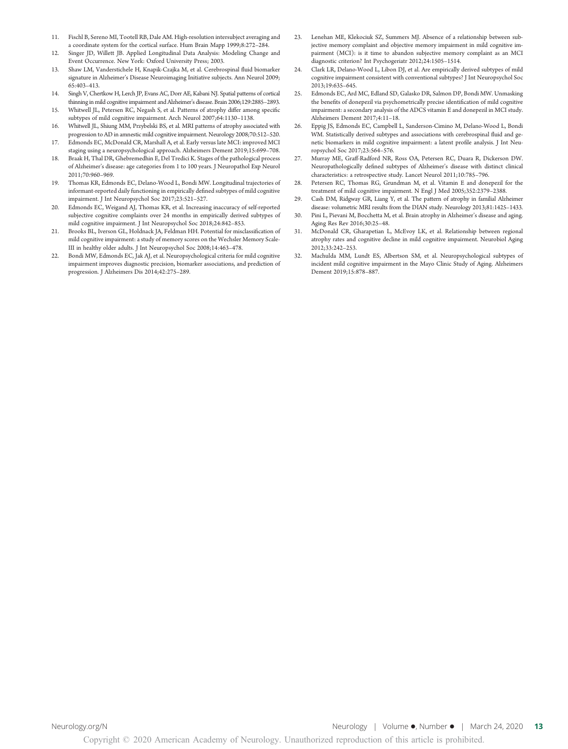11. Fischl B, Sereno MI, Tootell RB, Dale AM. High-resolution intersubject averaging and a coordinate system for the cortical surface. Hum Brain Mapp 1999;8:272–284.
12. Singer JD, Willett JB. Applied Longitudinal Data Analysis: Modeling Change and Event Occurrence. New York: Oxford University Press; 2003.
13. Shaw LM, Vanderstichele H, Knapik-Czajka M, et al. Cerebrospinal fluid biomarker signature in Alzheimer's Disease Neuroimaging Initiative subjects. Ann Neurol 2009;65:403–413.
14. Singh V, Chertkow H, Lerch JP, Evans AC, Dorr AE, Kabani NJ. Spatial patterns of cortical thinning in mild cognitive impairment and Alzheimer's disease. Brain 2006;129:2885–2893.
15. Whitwell JL, Petersen RC, Negash S, et al. Patterns of atrophy differ among specific subtypes of mild cognitive impairment. Arch Neurol 2007;64:1130–1138.
16. Whitwell JL, Shiung MM, Przybelski BS, et al. MRI patterns of atrophy associated with progression to AD in amnestic mild cognitive impairment. Neurology 2008;70:512–520.
17. Edmonds EC, McDonald CR, Marshall A, et al. Early versus late MCI: improved MCI staging using a neuropsychological approach. Alzheimers Dement 2019;15:699–708.
18. Braak H, Thal DR, Ghebremedhin E, Del Tredici K. Stages of the pathological process of Alzheimer's disease: age categories from 1 to 100 years. J Neuropathol Exp Neurol 2011;70:960–969.
19. Thomas KR, Edmonds EC, Delano-Wood L, Bondi MW. Longitudinal trajectories of informant-reported daily functioning in empirically defined subtypes of mild cognitive impairment. J Int Neuropsychol Soc 2017;23:521–527.
20. Edmonds EC, Weigand AJ, Thomas KR, et al. Increasing inaccuracy of self-reported subjective cognitive complaints over 24 months in empirically derived subtypes of mild cognitive impairment. J Int Neuropsychol Soc 2018;24:842–853.
21. Brooks BL, Iverson GL, Holdnack JA, Feldman HH. Potential for misclassification of mild cognitive impairment: a study of memory scores on the Wechsler Memory Scale-III in healthy older adults. J Int Neuropsychol Soc 2008;14:463–478.
22. Bondi MW, Edmonds EC, Jak AJ, et al. Neuropsychological criteria for mild cognitive impairment improves diagnostic precision, biomarker associations, and prediction of progression. J Alzheimers Dis 2014;42:275–289.
23. Lenehan ME, Klekociuk SZ, Summers MJ. Absence of a relationship between subjective memory complaint and objective memory impairment in mild cognitive impairment (MCI): is it time to abandon subjective memory complaint as an MCI diagnostic criterion? Int Psychogeriatr 2012;24:1505–1514.
24. Clark LR, Delano-Wood L, Libon DJ, et al. Are empirically derived subtypes of mild cognitive impairment consistent with conventional subtypes? J Int Neuropsychol Soc 2013;19:635–645.
25. Edmonds EC, Ard MC, Edland SD, Galasko DR, Salmon DP, Bondi MW. Unmasking the benefits of donepezil via psychometrically precise identification of mild cognitive impairment: a secondary analysis of the ADCS vitamin E and donepezil in MCI study. Alzheimers Dement 2017;4:11–18.
26. Eppig JS, Edmonds EC, Campbell L, Sanderson-Cimino M, Delano-Wood L, Bondi WM. Statistically derived subtypes and associations with cerebrospinal fluid and genetic biomarkers in mild cognitive impairment: a latent profile analysis. J Int Neuropsychol Soc 2017;23:564–576.
27. Murray ME, Graff-Radford NR, Ross OA, Petersen RC, Duara R, Dickerson DW. Neuropathologically defined subtypes of Alzheimer's disease with distinct clinical characteristics: a retrospective study. Lancet Neurol 2011;10:785–796.
28. Petersen RC, Thomas RG, Grundman M, et al. Vitamin E and donepezil for the treatment of mild cognitive impairment. N Engl J Med 2005;352:2379–2388.
29. Cash DM, Ridgway GR, Liang Y, et al. The pattern of atrophy in familial Alzheimer disease: volumetric MRI results from the DIAN study. Neurology 2013;81:1425–1433.
30. Pini L, Pievani M, Bocchetta M, et al. Brain atrophy in Alzheimer's disease and aging. Aging Res Rev 2016;30:25–48.
31. McDonald CR, Gharapetian L, McEvoy LK, et al. Relationship between regional atrophy rates and cognitive decline in mild cognitive impairment. Neurobiol Aging 2012;33:242–253.
32. Machulda MM, Lundt ES, Albertson SM, et al. Neuropsychological subtypes of incident mild cognitive impairment in the Mayo Clinic Study of Aging. Alzheimers Dement 2019;15:878–887.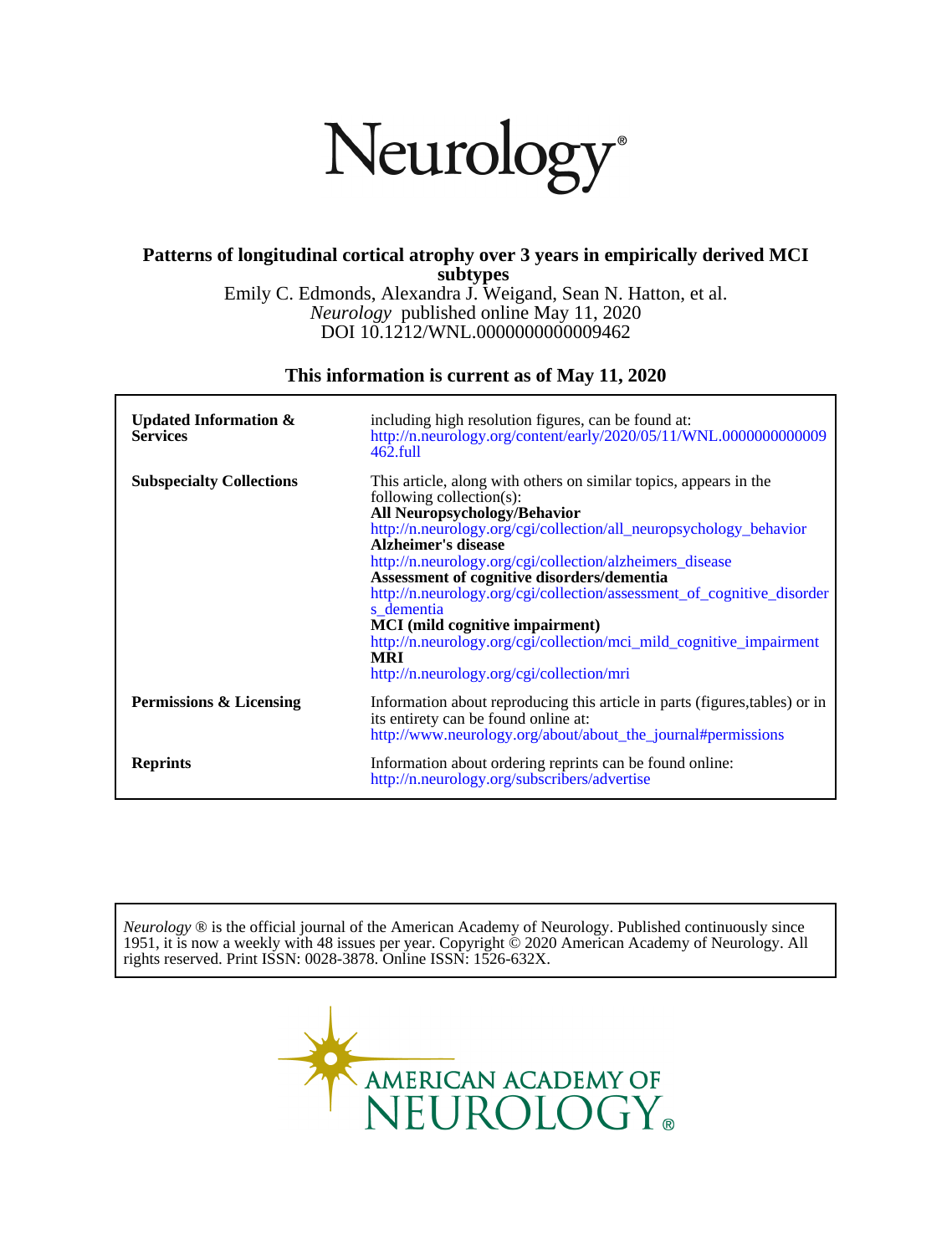# Neurology®

**Patterns of longitudinal cortical atrophy over 3 years in empirically derived MCI subtypes**

Emily C. Edmonds, Alexandra J. Weigand, Sean N. Hatton, et al.

*Neurology* published online May 11, 2020

DOI 10.1212/WNL.0000000000009462

**This information is current as of May 11, 2020**

| | |
|---|---|
| **Updated Information & Services** | including high resolution figures, can be found at: http://n.neurology.org/content/early/2020/05/11/WNL.0000000000009462.full |
| **Subspecialty Collections** | This article, along with others on similar topics, appears in the following collection(s): **All Neuropsychology/Behavior** http://n.neurology.org/cgi/collection/all_neuropsychology_behavior **Alzheimer's disease** http://n.neurology.org/cgi/collection/alzheimers_disease **Assessment of cognitive disorders/dementia** http://n.neurology.org/cgi/collection/assessment_of_cognitive_disorders_dementia **MCI (mild cognitive impairment)** http://n.neurology.org/cgi/collection/mci_mild_cognitive_impairment **MRI** http://n.neurology.org/cgi/collection/mri |
| **Permissions & Licensing** | Information about reproducing this article in parts (figures,tables) or in its entirety can be found online at: http://www.neurology.org/about/about_the_journal#permissions |
| **Reprints** | Information about ordering reprints can be found online: http://n.neurology.org/subscribers/advertise |

*Neurology* ® is the official journal of the American Academy of Neurology. Published continuously since 1951, it is now a weekly with 48 issues per year. Copyright © 2020 American Academy of Neurology. All rights reserved. Print ISSN: 0028-3878. Online ISSN: 1526-632X.

AMERICAN ACADEMY OF NEUROLOGY®